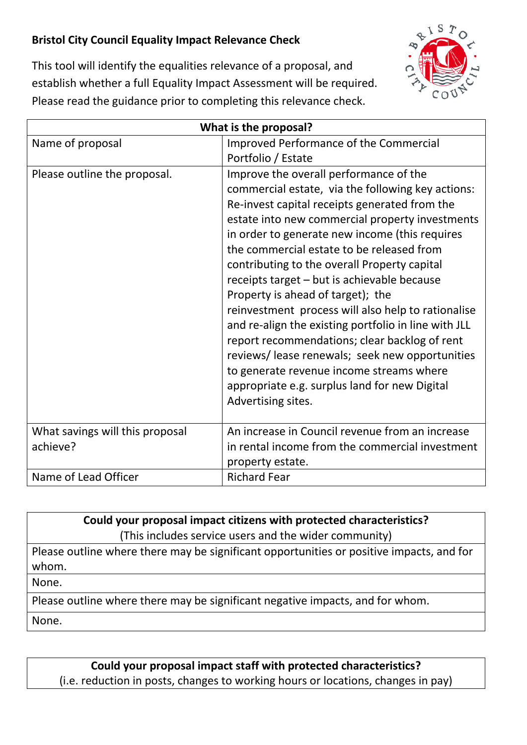**Bristol City Council Equality Impact Relevance Check**

This tool will identify the equalities relevance of a proposal, and establish whether a full Equality Impact Assessment will be required. Please read the guidance prior to completing this relevance check.

| **What is the proposal?** | |
|---|---|
| Name of proposal | Improved Performance of the Commercial Portfolio / Estate |
| Please outline the proposal. | Improve the overall performance of the commercial estate, via the following key actions: Re-invest capital receipts generated from the estate into new commercial property investments in order to generate new income (this requires the commercial estate to be released from contributing to the overall Property capital receipts target – but is achievable because Property is ahead of target); the reinvestment process will also help to rationalise and re-align the existing portfolio in line with JLL report recommendations; clear backlog of rent reviews/ lease renewals; seek new opportunities to generate revenue income streams where appropriate e.g. surplus land for new Digital Advertising sites. |
| What savings will this proposal achieve? | An increase in Council revenue from an increase in rental income from the commercial investment property estate. |
| Name of Lead Officer | Richard Fear |

| **Could your proposal impact citizens with protected characteristics?** (This includes service users and the wider community) |
|---|
| Please outline where there may be significant opportunities or positive impacts, and for whom. |
| None. |
| Please outline where there may be significant negative impacts, and for whom. |
| None. |

| **Could your proposal impact staff with protected characteristics?** (i.e. reduction in posts, changes to working hours or locations, changes in pay) |
|---|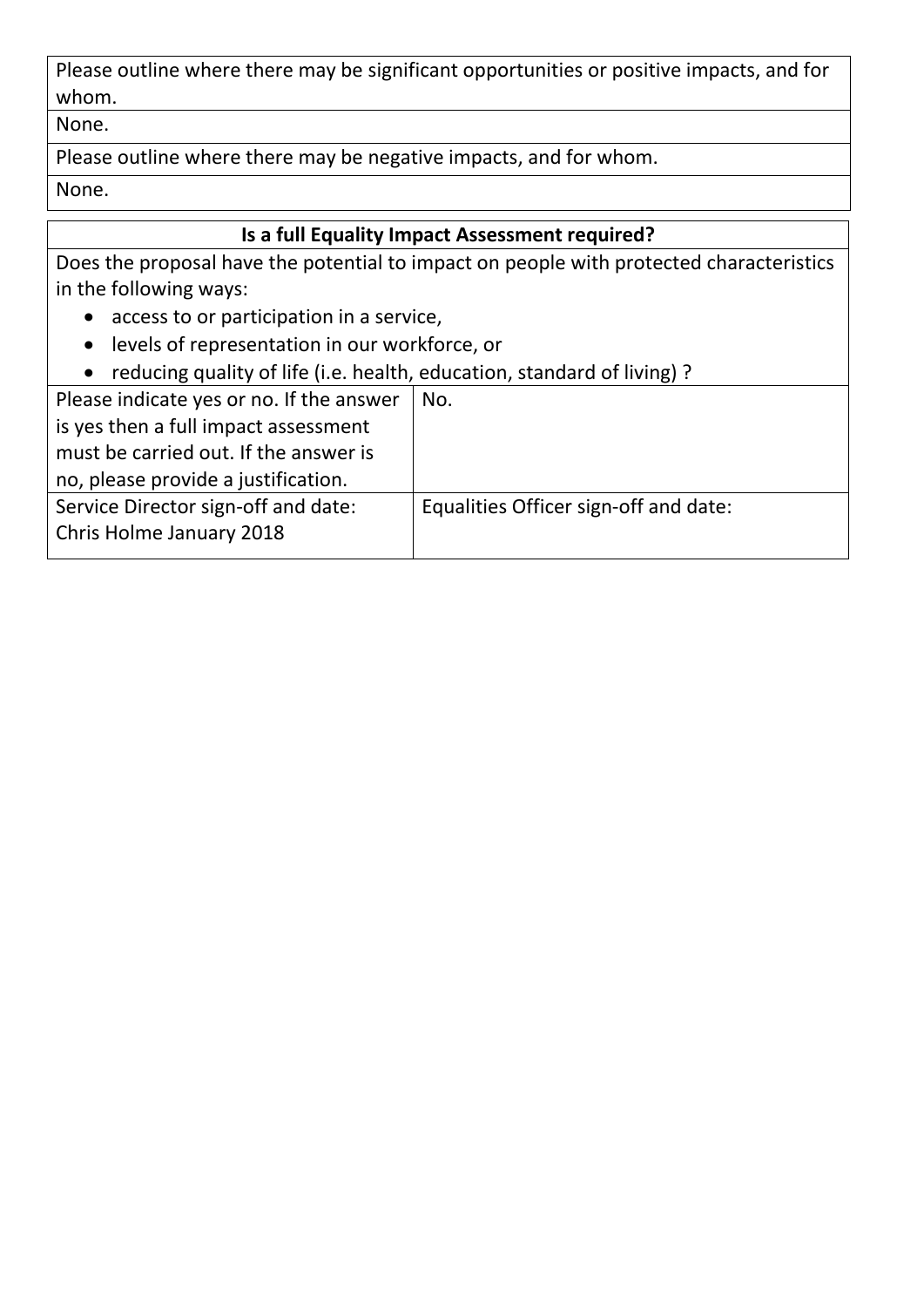| |
|---|
| Please outline where there may be significant opportunities or positive impacts, and for whom. |
| None. |
| Please outline where there may be negative impacts, and for whom. |
| None. |

| **Is a full Equality Impact Assessment required?** | |
|---|---|
| Does the proposal have the potential to impact on people with protected characteristics in the following ways:<br>• access to or participation in a service,<br>• levels of representation in our workforce, or<br>• reducing quality of life (i.e. health, education, standard of living) ? | |
| Please indicate yes or no. If the answer is yes then a full impact assessment must be carried out. If the answer is no, please provide a justification. | No. |
| Service Director sign-off and date:<br>Chris Holme January 2018 | Equalities Officer sign-off and date: |